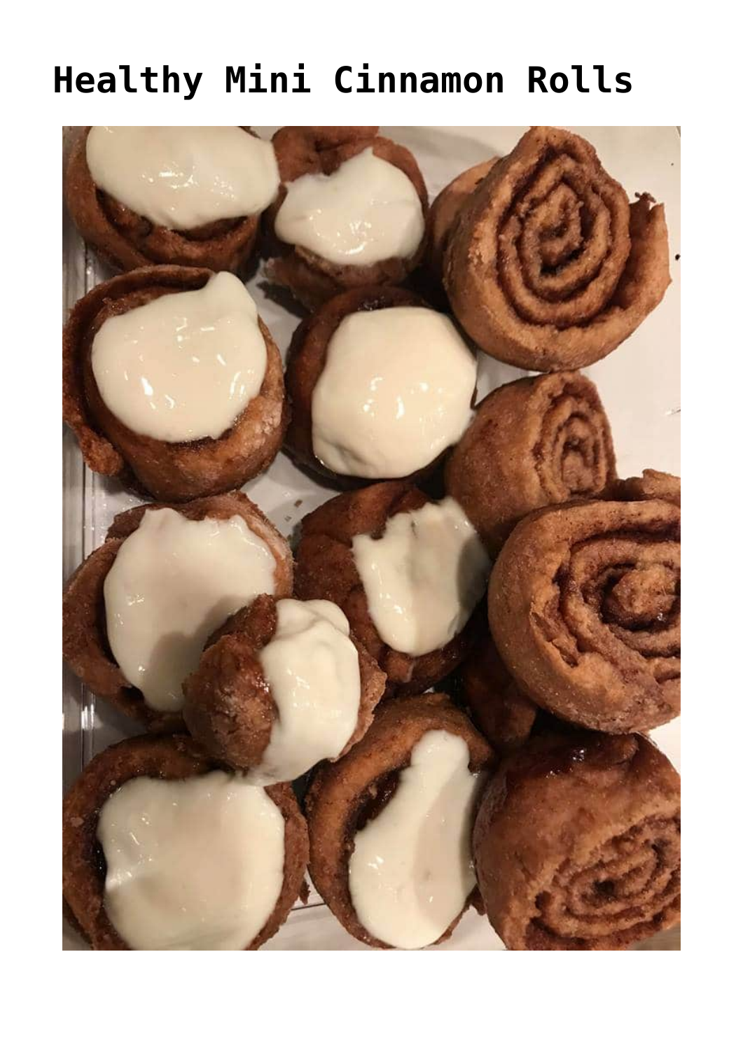# Healthy Mini Cinnamon Rolls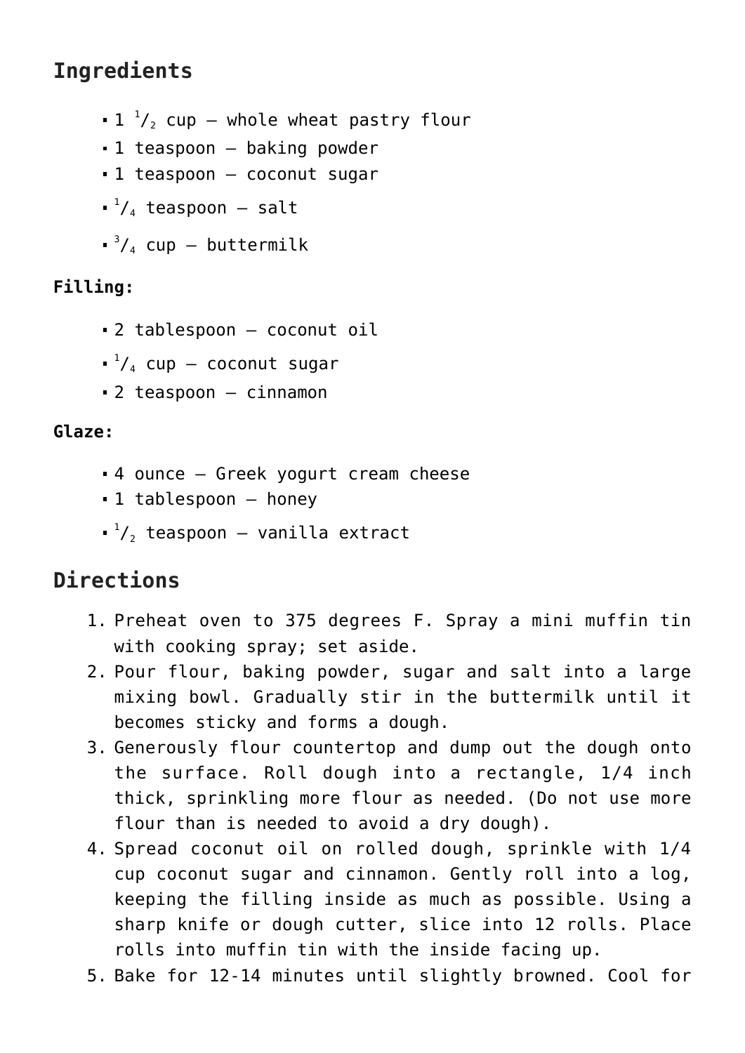## Ingredients

- 1 1/2 cup – whole wheat pastry flour
- 1 teaspoon – baking powder
- 1 teaspoon – coconut sugar
- 1/4 teaspoon – salt
- 3/4 cup – buttermilk

**Filling:**

- 2 tablespoon – coconut oil
- 1/4 cup – coconut sugar
- 2 teaspoon – cinnamon

**Glaze:**

- 4 ounce – Greek yogurt cream cheese
- 1 tablespoon – honey
- 1/2 teaspoon – vanilla extract

## Directions

1. Preheat oven to 375 degrees F. Spray a mini muffin tin with cooking spray; set aside.
2. Pour flour, baking powder, sugar and salt into a large mixing bowl. Gradually stir in the buttermilk until it becomes sticky and forms a dough.
3. Generously flour countertop and dump out the dough onto the surface. Roll dough into a rectangle, 1/4 inch thick, sprinkling more flour as needed. (Do not use more flour than is needed to avoid a dry dough).
4. Spread coconut oil on rolled dough, sprinkle with 1/4 cup coconut sugar and cinnamon. Gently roll into a log, keeping the filling inside as much as possible. Using a sharp knife or dough cutter, slice into 12 rolls. Place rolls into muffin tin with the inside facing up.
5. Bake for 12-14 minutes until slightly browned. Cool for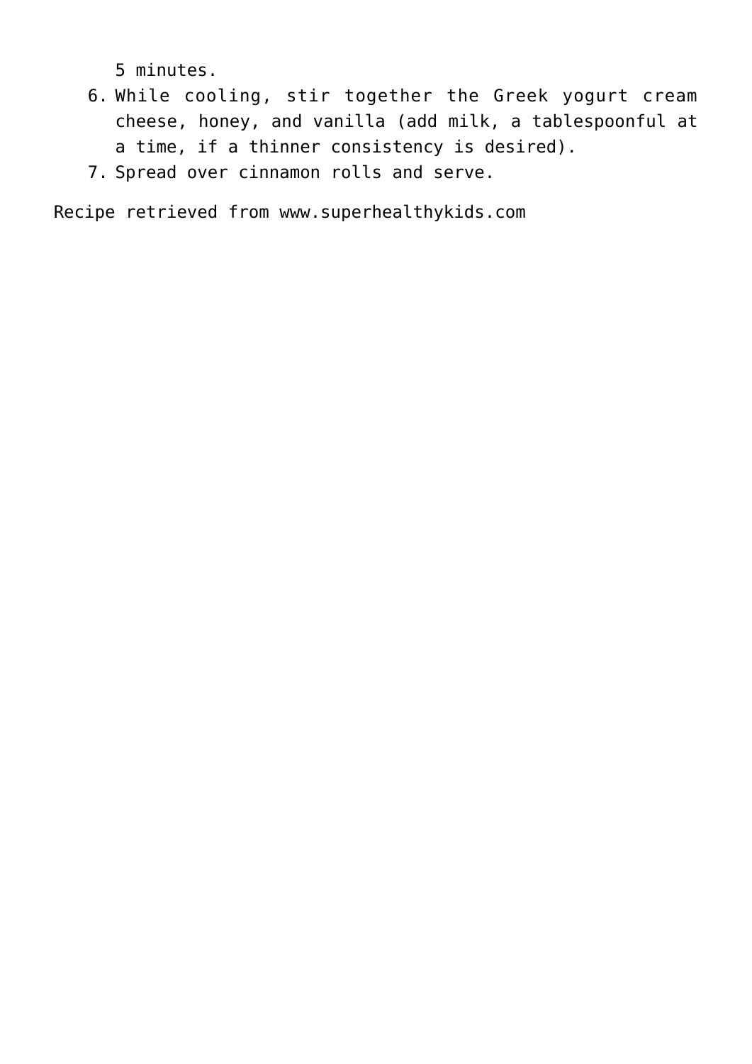5 minutes.

6. While cooling, stir together the Greek yogurt cream cheese, honey, and vanilla (add milk, a tablespoonful at a time, if a thinner consistency is desired).
7. Spread over cinnamon rolls and serve.

Recipe retrieved from www.superhealthykids.com